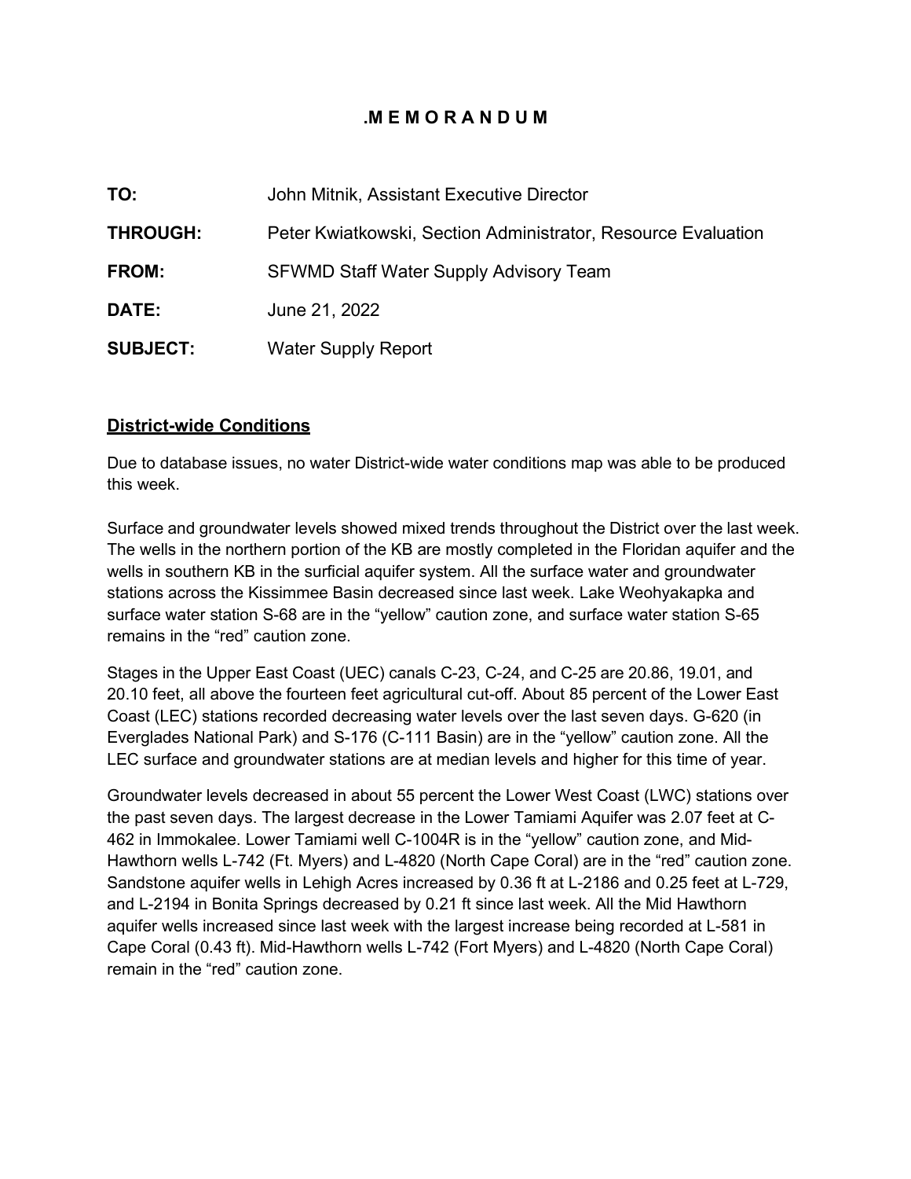# .M E M O R A N D U M

| | |
|---|---|
| **TO:** | John Mitnik, Assistant Executive Director |
| **THROUGH:** | Peter Kwiatkowski, Section Administrator, Resource Evaluation |
| **FROM:** | SFWMD Staff Water Supply Advisory Team |
| **DATE:** | June 21, 2022 |
| **SUBJECT:** | Water Supply Report |

## District-wide Conditions

Due to database issues, no water District-wide water conditions map was able to be produced this week.

Surface and groundwater levels showed mixed trends throughout the District over the last week. The wells in the northern portion of the KB are mostly completed in the Floridan aquifer and the wells in southern KB in the surficial aquifer system. All the surface water and groundwater stations across the Kissimmee Basin decreased since last week. Lake Weohyakapka and surface water station S-68 are in the "yellow" caution zone, and surface water station S-65 remains in the "red" caution zone.

Stages in the Upper East Coast (UEC) canals C-23, C-24, and C-25 are 20.86, 19.01, and 20.10 feet, all above the fourteen feet agricultural cut-off. About 85 percent of the Lower East Coast (LEC) stations recorded decreasing water levels over the last seven days. G-620 (in Everglades National Park) and S-176 (C-111 Basin) are in the "yellow" caution zone. All the LEC surface and groundwater stations are at median levels and higher for this time of year.

Groundwater levels decreased in about 55 percent the Lower West Coast (LWC) stations over the past seven days. The largest decrease in the Lower Tamiami Aquifer was 2.07 feet at C-462 in Immokalee. Lower Tamiami well C-1004R is in the "yellow" caution zone, and Mid-Hawthorn wells L-742 (Ft. Myers) and L-4820 (North Cape Coral) are in the "red" caution zone. Sandstone aquifer wells in Lehigh Acres increased by 0.36 ft at L-2186 and 0.25 feet at L-729, and L-2194 in Bonita Springs decreased by 0.21 ft since last week. All the Mid Hawthorn aquifer wells increased since last week with the largest increase being recorded at L-581 in Cape Coral (0.43 ft). Mid-Hawthorn wells L-742 (Fort Myers) and L-4820 (North Cape Coral) remain in the "red" caution zone.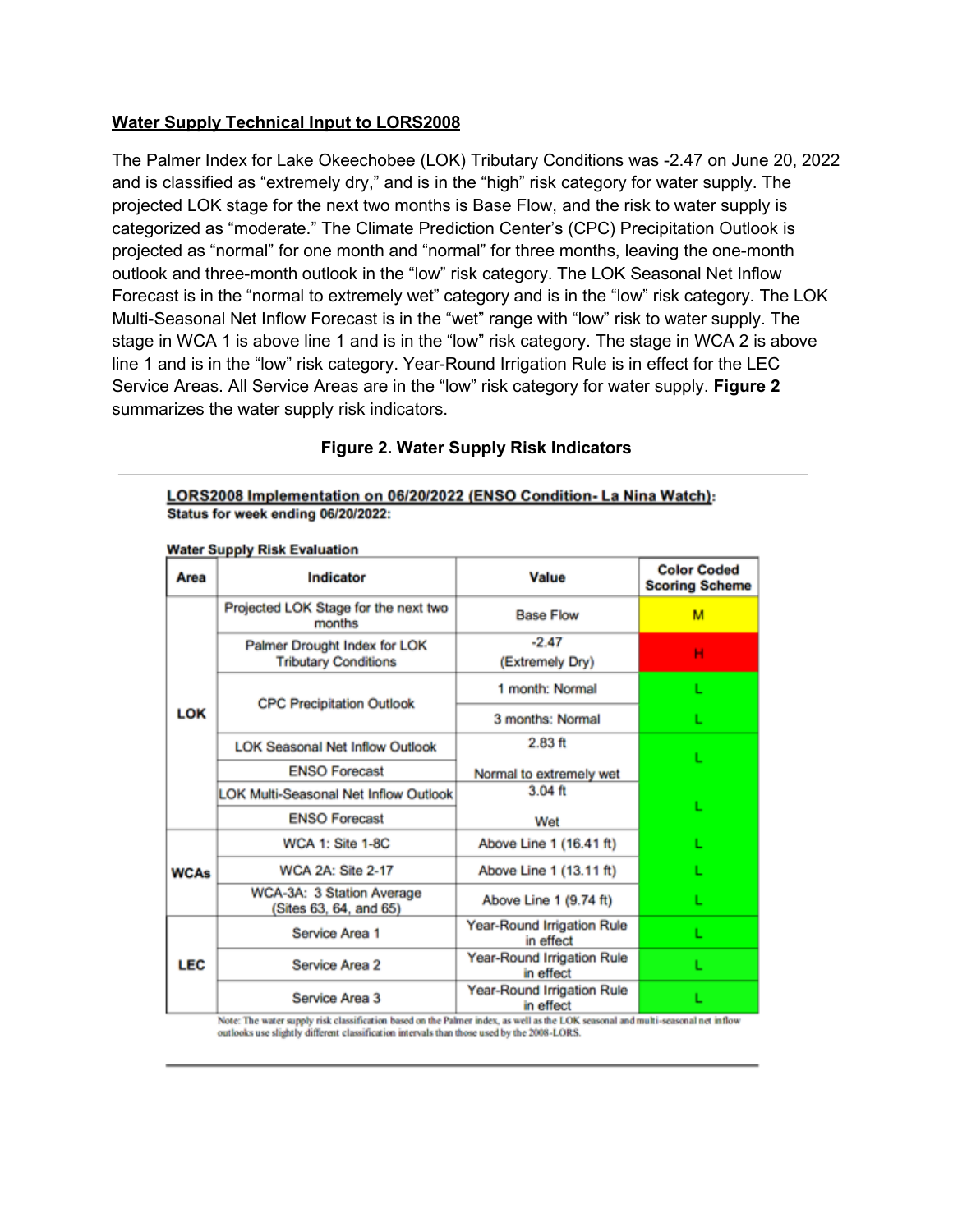**Water Supply Technical Input to LORS2008**

The Palmer Index for Lake Okeechobee (LOK) Tributary Conditions was -2.47 on June 20, 2022 and is classified as "extremely dry," and is in the "high" risk category for water supply. The projected LOK stage for the next two months is Base Flow, and the risk to water supply is categorized as "moderate." The Climate Prediction Center's (CPC) Precipitation Outlook is projected as "normal" for one month and "normal" for three months, leaving the one-month outlook and three-month outlook in the "low" risk category. The LOK Seasonal Net Inflow Forecast is in the "normal to extremely wet" category and is in the "low" risk category. The LOK Multi-Seasonal Net Inflow Forecast is in the "wet" range with "low" risk to water supply. The stage in WCA 1 is above line 1 and is in the "low" risk category. The stage in WCA 2 is above line 1 and is in the "low" risk category. Year-Round Irrigation Rule is in effect for the LEC Service Areas. All Service Areas are in the "low" risk category for water supply. **Figure 2** summarizes the water supply risk indicators.

**Figure 2. Water Supply Risk Indicators**

**LORS2008 Implementation on 06/20/2022 (ENSO Condition- La Nina Watch):**
**Status for week ending 06/20/2022:**

**Water Supply Risk Evaluation**

| Area | Indicator | Value | Color Coded Scoring Scheme |
|---|---|---|---|
| LOK | Projected LOK Stage for the next two months | Base Flow | M |
| | Palmer Drought Index for LOK Tributary Conditions | -2.47 (Extremely Dry) | H |
| | CPC Precipitation Outlook | 1 month: Normal | L |
| | | 3 months: Normal | L |
| | LOK Seasonal Net Inflow Outlook | 2.83 ft | L |
| | ENSO Forecast | Normal to extremely wet | |
| | LOK Multi-Seasonal Net Inflow Outlook | 3.04 ft | L |
| | ENSO Forecast | Wet | |
| WCAs | WCA 1: Site 1-8C | Above Line 1 (16.41 ft) | L |
| | WCA 2A: Site 2-17 | Above Line 1 (13.11 ft) | L |
| | WCA-3A: 3 Station Average (Sites 63, 64, and 65) | Above Line 1 (9.74 ft) | L |
| LEC | Service Area 1 | Year-Round Irrigation Rule in effect | L |
| | Service Area 2 | Year-Round Irrigation Rule in effect | L |
| | Service Area 3 | Year-Round Irrigation Rule in effect | L |

Note: The water supply risk classification based on the Palmer index, as well as the LOK seasonal and multi-seasonal net inflow outlooks use slightly different classification intervals than those used by the 2008-LORS.